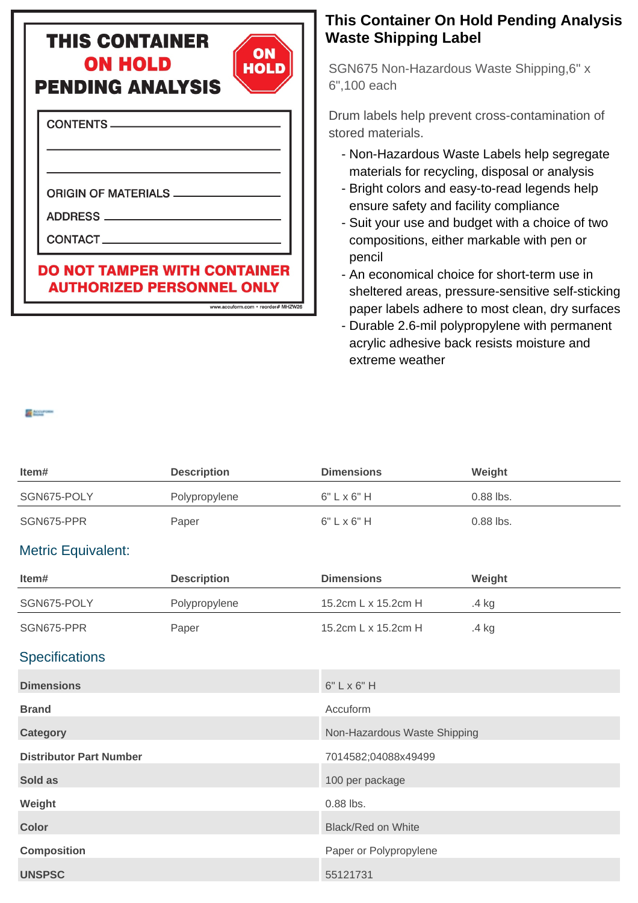THIS CONTAINER
ON HOLD
PENDING ANALYSIS

ON HOLD

CONTENTS ______

ORIGIN OF MATERIALS ______

ADDRESS ______

CONTACT ______

DO NOT TAMPER WITH CONTAINER
AUTHORIZED PERSONNEL ONLY

www.accuform.com • reorder# MHZW26

# This Container On Hold Pending Analysis Waste Shipping Label

SGN675 Non-Hazardous Waste Shipping,6" x 6",100 each

Drum labels help prevent cross-contamination of stored materials.

- Non-Hazardous Waste Labels help segregate materials for recycling, disposal or analysis
- Bright colors and easy-to-read legends help ensure safety and facility compliance
- Suit your use and budget with a choice of two compositions, either markable with pen or pencil
- An economical choice for short-term use in sheltered areas, pressure-sensitive self-sticking paper labels adhere to most clean, dry surfaces
- Durable 2.6-mil polypropylene with permanent acrylic adhesive back resists moisture and extreme weather

| Item# | Description | Dimensions | Weight |
|---|---|---|---|
| SGN675-POLY | Polypropylene | 6" L x 6" H | 0.88 lbs. |
| SGN675-PPR | Paper | 6" L x 6" H | 0.88 lbs. |

## Metric Equivalent:

| Item# | Description | Dimensions | Weight |
|---|---|---|---|
| SGN675-POLY | Polypropylene | 15.2cm L x 15.2cm H | .4 kg |
| SGN675-PPR | Paper | 15.2cm L x 15.2cm H | .4 kg |

## Specifications

| | |
|---|---|
| **Dimensions** | 6" L x 6" H |
| **Brand** | Accuform |
| **Category** | Non-Hazardous Waste Shipping |
| **Distributor Part Number** | 7014582;04088x49499 |
| **Sold as** | 100 per package |
| **Weight** | 0.88 lbs. |
| **Color** | Black/Red on White |
| **Composition** | Paper or Polypropylene |
| **UNSPSC** | 55121731 |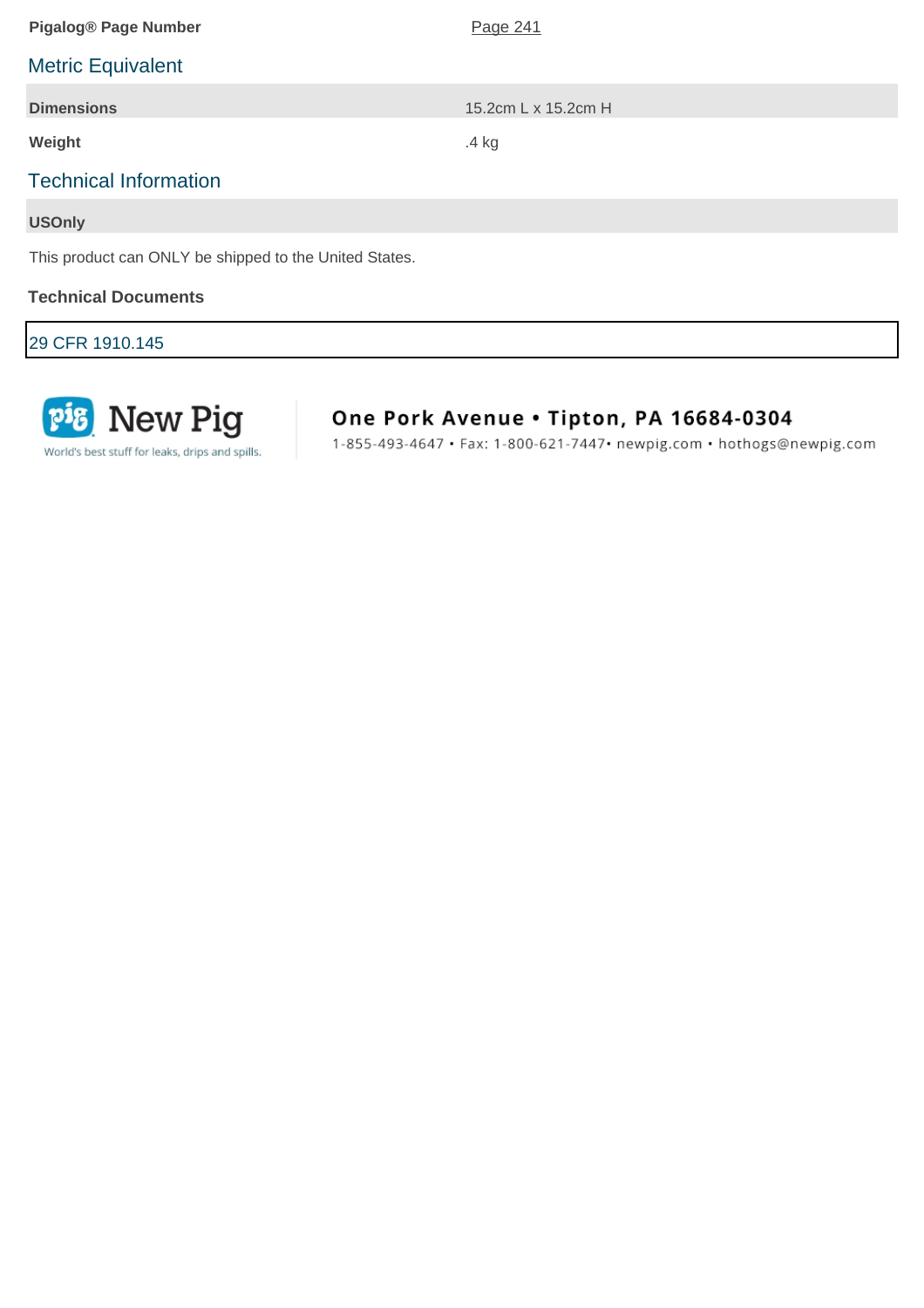| | |
|---|---|
| **Pigalog® Page Number** | Page 241 |

## Metric Equivalent

| | |
|---|---|
| **Dimensions** | 15.2cm L x 15.2cm H |
| **Weight** | .4 kg |

## Technical Information

**USOnly**

This product can ONLY be shipped to the United States.

**Technical Documents**

29 CFR 1910.145

New Pig
World's best stuff for leaks, drips and spills.

**One Pork Avenue • Tipton, PA 16684-0304**
1-855-493-4647 • Fax: 1-800-621-7447• newpig.com • hothogs@newpig.com